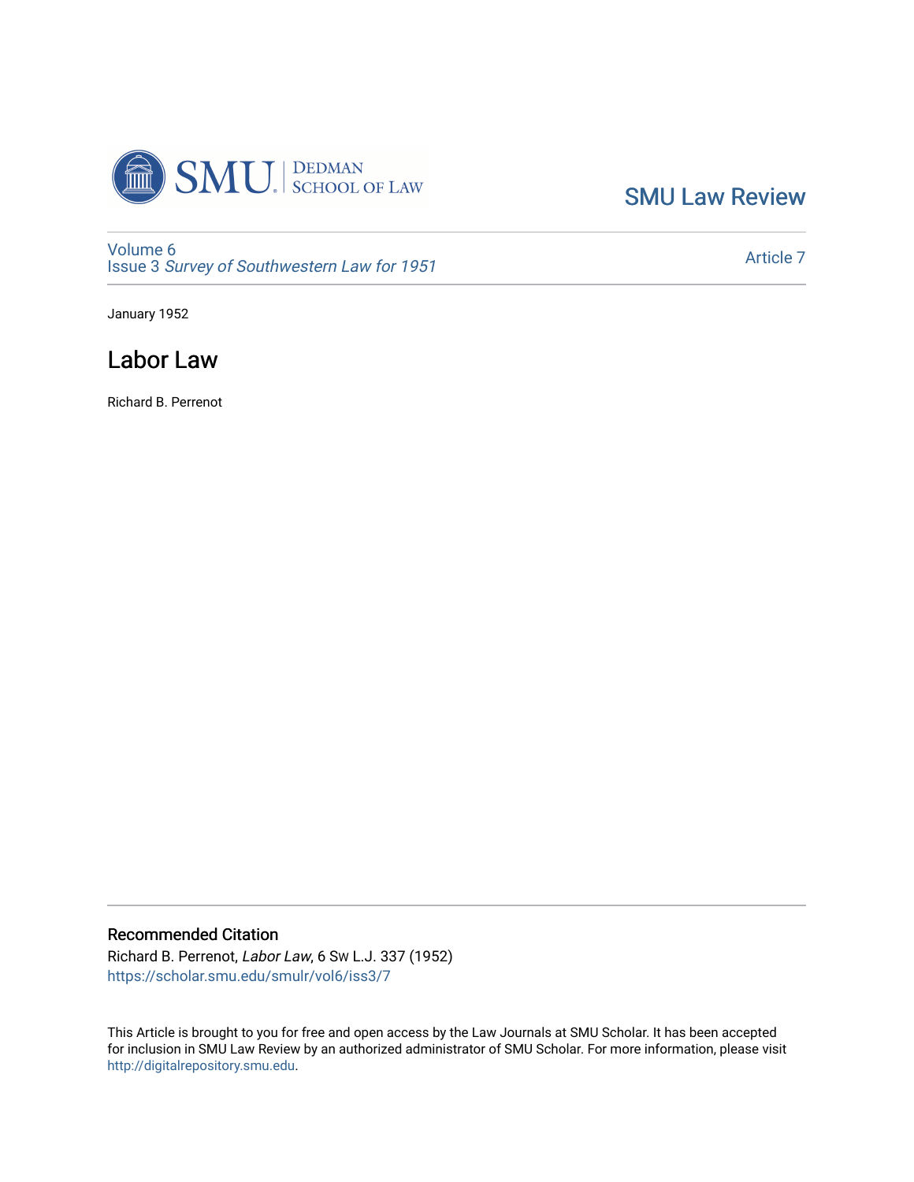SMU Law Review

Volume 6
Issue 3 *Survey of Southwestern Law for 1951*

Article 7

January 1952

# Labor Law

Richard B. Perrenot

## Recommended Citation

Richard B. Perrenot, *Labor Law*, 6 Sw L.J. 337 (1952)
https://scholar.smu.edu/smulr/vol6/iss3/7

This Article is brought to you for free and open access by the Law Journals at SMU Scholar. It has been accepted for inclusion in SMU Law Review by an authorized administrator of SMU Scholar. For more information, please visit http://digitalrepository.smu.edu.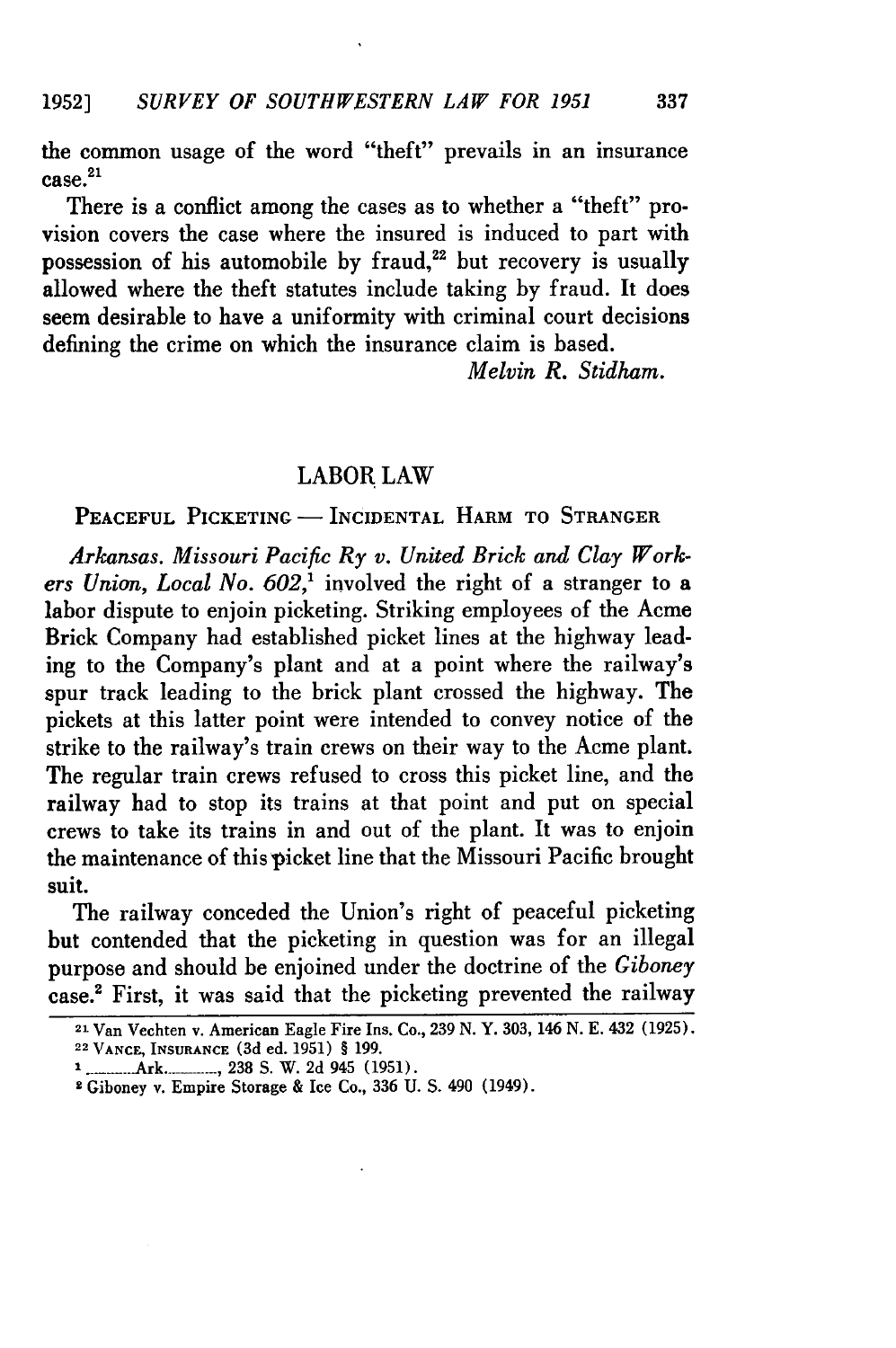the common usage of the word "theft" prevails in an insurance case.[21]

There is a conflict among the cases as to whether a "theft" provision covers the case where the insured is induced to part with possession of his automobile by fraud,[22] but recovery is usually allowed where the theft statutes include taking by fraud. It does seem desirable to have a uniformity with criminal court decisions defining the crime on which the insurance claim is based.

*Melvin R. Stidham.*

## LABOR LAW

### PEACEFUL PICKETING — INCIDENTAL HARM TO STRANGER

*Arkansas. Missouri Pacific Ry v. United Brick and Clay Workers Union, Local No. 602,*[1] involved the right of a stranger to a labor dispute to enjoin picketing. Striking employees of the Acme Brick Company had established picket lines at the highway leading to the Company's plant and at a point where the railway's spur track leading to the brick plant crossed the highway. The pickets at this latter point were intended to convey notice of the strike to the railway's train crews on their way to the Acme plant. The regular train crews refused to cross this picket line, and the railway had to stop its trains at that point and put on special crews to take its trains in and out of the plant. It was to enjoin the maintenance of this picket line that the Missouri Pacific brought suit.

The railway conceded the Union's right of peaceful picketing but contended that the picketing in question was for an illegal purpose and should be enjoined under the doctrine of the *Giboney* case.[2] First, it was said that the picketing prevented the railway

---

[21] Van Vechten v. American Eagle Fire Ins. Co., 239 N. Y. 303, 146 N. E. 432 (1925).

[22] VANCE, INSURANCE (3d ed. 1951) § 199.

[1] \_\_\_\_\_\_Ark.\_\_\_\_\_\_, 238 S. W. 2d 945 (1951).

[2] Giboney v. Empire Storage & Ice Co., 336 U. S. 490 (1949).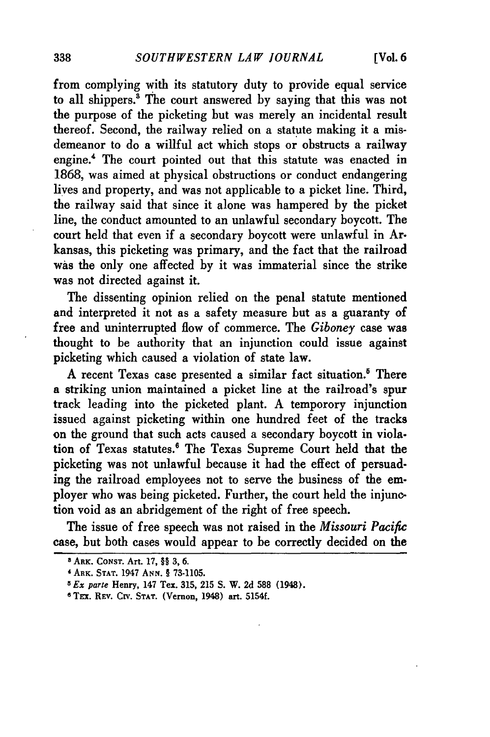from complying with its statutory duty to provide equal service to all shippers.[3] The court answered by saying that this was not the purpose of the picketing but was merely an incidental result thereof. Second, the railway relied on a statute making it a misdemeanor to do a willful act which stops or obstructs a railway engine.[4] The court pointed out that this statute was enacted in 1868, was aimed at physical obstructions or conduct endangering lives and property, and was not applicable to a picket line. Third, the railway said that since it alone was hampered by the picket line, the conduct amounted to an unlawful secondary boycott. The court held that even if a secondary boycott were unlawful in Arkansas, this picketing was primary, and the fact that the railroad was the only one affected by it was immaterial since the strike was not directed against it.

The dissenting opinion relied on the penal statute mentioned and interpreted it not as a safety measure but as a guaranty of free and uninterrupted flow of commerce. The *Giboney* case was thought to be authority that an injunction could issue against picketing which caused a violation of state law.

A recent Texas case presented a similar fact situation.[5] There a striking union maintained a picket line at the railroad's spur track leading into the picketed plant. A temporory injunction issued against picketing within one hundred feet of the tracks on the ground that such acts caused a secondary boycott in violation of Texas statutes.[6] The Texas Supreme Court held that the picketing was not unlawful because it had the effect of persuading the railroad employees not to serve the business of the employer who was being picketed. Further, the court held the injunction void as an abridgement of the right of free speech.

The issue of free speech was not raised in the *Missouri Pacific* case, but both cases would appear to be correctly decided on the

---

[3] ARK. CONST. Art. 17, §§ 3, 6.

[4] ARK. STAT. 1947 ANN. § 73-1105.

[5] *Ex parte* Henry, 147 Tex. 315, 215 S. W. 2d 588 (1948).

[6] TEX. REV. CIV. STAT. (Vernon, 1948) art. 5154f.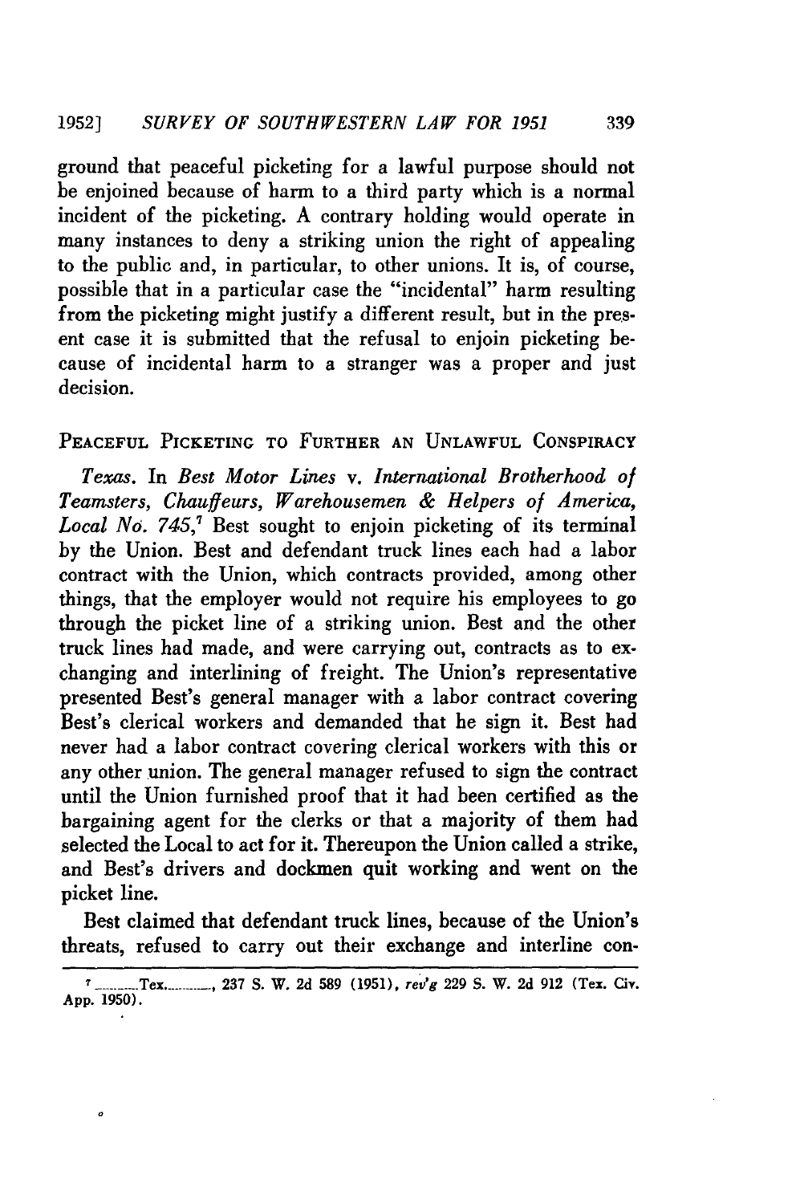ground that peaceful picketing for a lawful purpose should not be enjoined because of harm to a third party which is a normal incident of the picketing. A contrary holding would operate in many instances to deny a striking union the right of appealing to the public and, in particular, to other unions. It is, of course, possible that in a particular case the "incidental" harm resulting from the picketing might justify a different result, but in the present case it is submitted that the refusal to enjoin picketing because of incidental harm to a stranger was a proper and just decision.

### PEACEFUL PICKETING TO FURTHER AN UNLAWFUL CONSPIRACY

*Texas.* In *Best Motor Lines* v. *International Brotherhood of Teamsters, Chauffeurs, Warehousemen & Helpers of America, Local No. 745*,[7] Best sought to enjoin picketing of its terminal by the Union. Best and defendant truck lines each had a labor contract with the Union, which contracts provided, among other things, that the employer would not require his employees to go through the picket line of a striking union. Best and the other truck lines had made, and were carrying out, contracts as to exchanging and interlining of freight. The Union's representative presented Best's general manager with a labor contract covering Best's clerical workers and demanded that he sign it. Best had never had a labor contract covering clerical workers with this or any other union. The general manager refused to sign the contract until the Union furnished proof that it had been certified as the bargaining agent for the clerks or that a majority of them had selected the Local to act for it. Thereupon the Union called a strike, and Best's drivers and dockmen quit working and went on the picket line.

Best claimed that defendant truck lines, because of the Union's threats, refused to carry out their exchange and interline con-

---

[7] ____Tex.____, 237 S. W. 2d 589 (1951), *rev'g* 229 S. W. 2d 912 (Tex. Civ. App. 1950).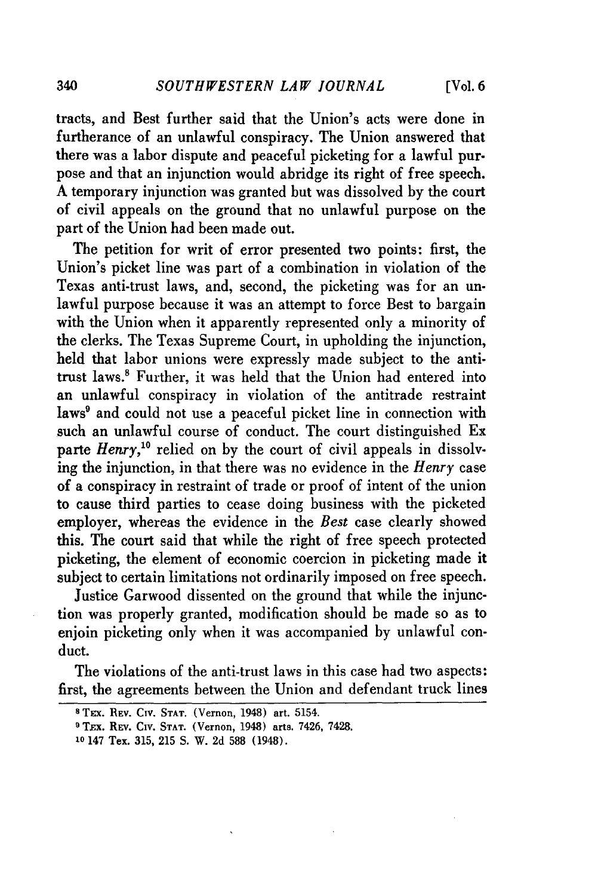tracts, and Best further said that the Union's acts were done in furtherance of an unlawful conspiracy. The Union answered that there was a labor dispute and peaceful picketing for a lawful purpose and that an injunction would abridge its right of free speech. A temporary injunction was granted but was dissolved by the court of civil appeals on the ground that no unlawful purpose on the part of the Union had been made out.

The petition for writ of error presented two points: first, the Union's picket line was part of a combination in violation of the Texas anti-trust laws, and, second, the picketing was for an unlawful purpose because it was an attempt to force Best to bargain with the Union when it apparently represented only a minority of the clerks. The Texas Supreme Court, in upholding the injunction, held that labor unions were expressly made subject to the anti-trust laws.[8] Further, it was held that the Union had entered into an unlawful conspiracy in violation of the antitrade restraint laws[9] and could not use a peaceful picket line in connection with such an unlawful course of conduct. The court distinguished Ex parte *Henry*,[10] relied on by the court of civil appeals in dissolving the injunction, in that there was no evidence in the *Henry* case of a conspiracy in restraint of trade or proof of intent of the union to cause third parties to cease doing business with the picketed employer, whereas the evidence in the *Best* case clearly showed this. The court said that while the right of free speech protected picketing, the element of economic coercion in picketing made it subject to certain limitations not ordinarily imposed on free speech.

Justice Garwood dissented on the ground that while the injunction was properly granted, modification should be made so as to enjoin picketing only when it was accompanied by unlawful conduct.

The violations of the anti-trust laws in this case had two aspects: first, the agreements between the Union and defendant truck lines

---

[8] TEX. REV. CIV. STAT. (Vernon, 1948) art. 5154.

[9] TEX. REV. CIV. STAT. (Vernon, 1948) arts. 7426, 7428.

[10] 147 Tex. 315, 215 S. W. 2d 588 (1948).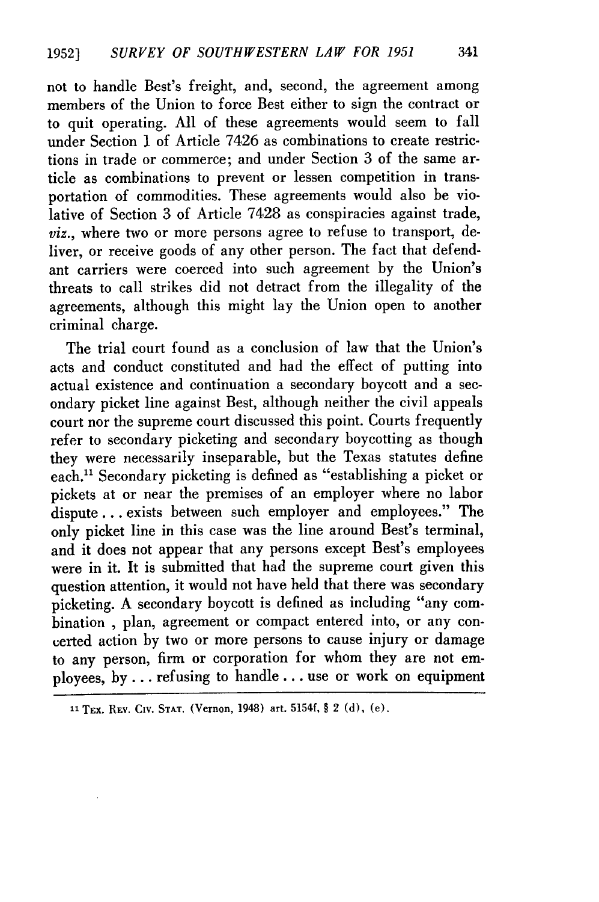not to handle Best's freight, and, second, the agreement among members of the Union to force Best either to sign the contract or to quit operating. All of these agreements would seem to fall under Section 1 of Article 7426 as combinations to create restrictions in trade or commerce; and under Section 3 of the same article as combinations to prevent or lessen competition in transportation of commodities. These agreements would also be violative of Section 3 of Article 7428 as conspiracies against trade, *viz.*, where two or more persons agree to refuse to transport, deliver, or receive goods of any other person. The fact that defendant carriers were coerced into such agreement by the Union's threats to call strikes did not detract from the illegality of the agreements, although this might lay the Union open to another criminal charge.

The trial court found as a conclusion of law that the Union's acts and conduct constituted and had the effect of putting into actual existence and continuation a secondary boycott and a secondary picket line against Best, although neither the civil appeals court nor the supreme court discussed this point. Courts frequently refer to secondary picketing and secondary boycotting as though they were necessarily inseparable, but the Texas statutes define each.[11] Secondary picketing is defined as "establishing a picket or pickets at or near the premises of an employer where no labor dispute . . . exists between such employer and employees." The only picket line in this case was the line around Best's terminal, and it does not appear that any persons except Best's employees were in it. It is submitted that had the supreme court given this question attention, it would not have held that there was secondary picketing. A secondary boycott is defined as including "any combination , plan, agreement or compact entered into, or any concerted action by two or more persons to cause injury or damage to any person, firm or corporation for whom they are not employees, by . . . refusing to handle . . . use or work on equipment

---

[11] TEX. REV. CIV. STAT. (Vernon, 1948) art. 5154f, § 2 (d), (e).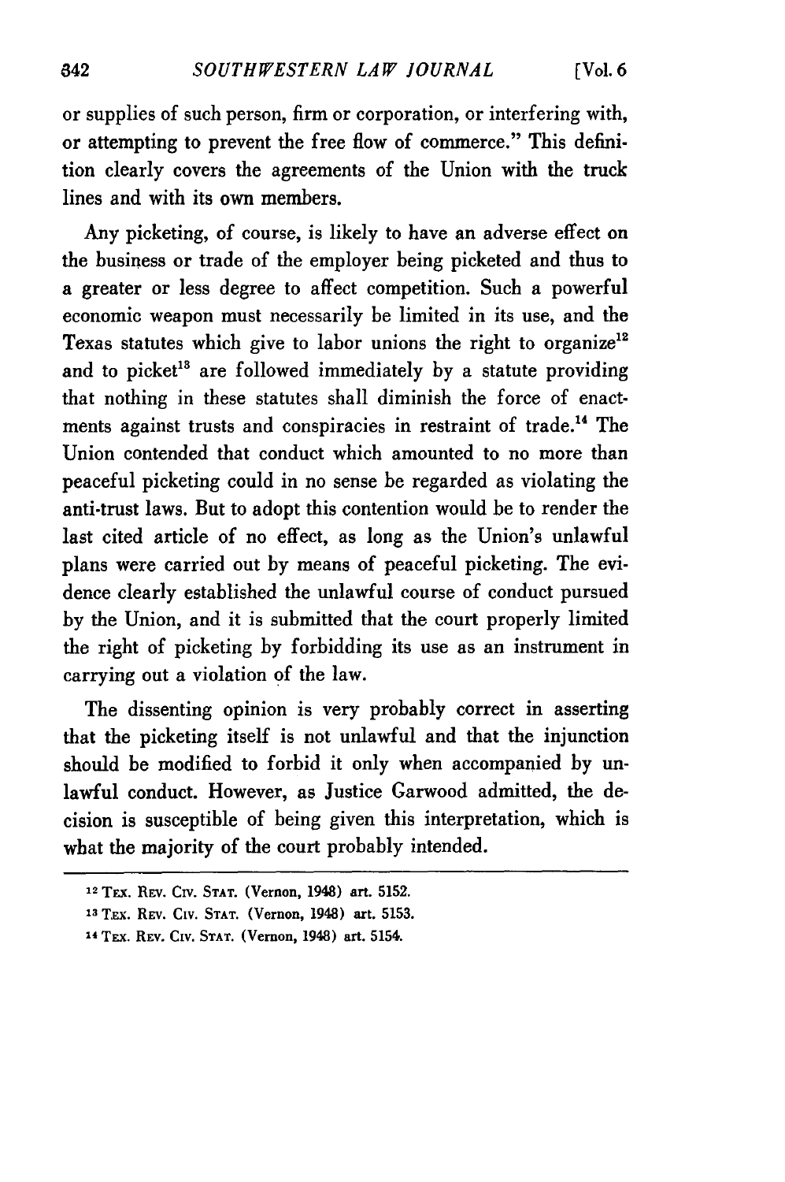or supplies of such person, firm or corporation, or interfering with, or attempting to prevent the free flow of commerce." This definition clearly covers the agreements of the Union with the truck lines and with its own members.

Any picketing, of course, is likely to have an adverse effect on the business or trade of the employer being picketed and thus to a greater or less degree to affect competition. Such a powerful economic weapon must necessarily be limited in its use, and the Texas statutes which give to labor unions the right to organize[12] and to picket[13] are followed immediately by a statute providing that nothing in these statutes shall diminish the force of enactments against trusts and conspiracies in restraint of trade.[14] The Union contended that conduct which amounted to no more than peaceful picketing could in no sense be regarded as violating the anti-trust laws. But to adopt this contention would be to render the last cited article of no effect, as long as the Union's unlawful plans were carried out by means of peaceful picketing. The evidence clearly established the unlawful course of conduct pursued by the Union, and it is submitted that the court properly limited the right of picketing by forbidding its use as an instrument in carrying out a violation of the law.

The dissenting opinion is very probably correct in asserting that the picketing itself is not unlawful and that the injunction should be modified to forbid it only when accompanied by unlawful conduct. However, as Justice Garwood admitted, the decision is susceptible of being given this interpretation, which is what the majority of the court probably intended.

---

[12] TEX. REV. CIV. STAT. (Vernon, 1948) art. 5152.

[13] TEX. REV. CIV. STAT. (Vernon, 1948) art. 5153.

[14] TEX. REV. CIV. STAT. (Vernon, 1948) art. 5154.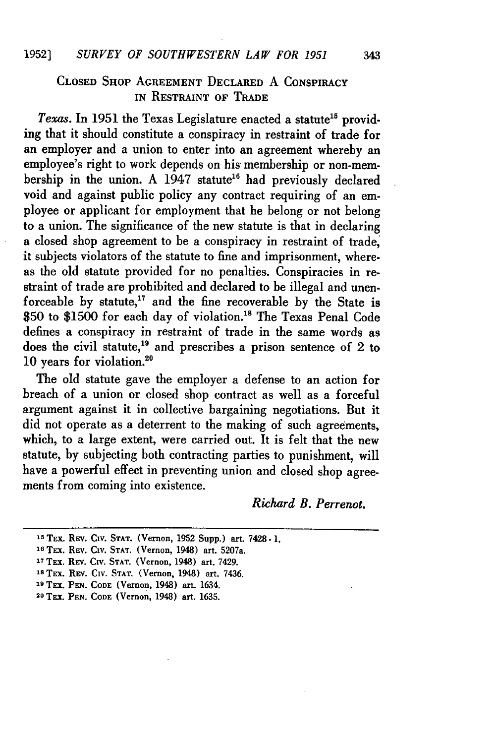## Closed Shop Agreement Declared A Conspiracy in Restraint of Trade

*Texas.* In 1951 the Texas Legislature enacted a statute[15] providing that it should constitute a conspiracy in restraint of trade for an employer and a union to enter into an agreement whereby an employee's right to work depends on his membership or non-membership in the union. A 1947 statute[16] had previously declared void and against public policy any contract requiring of an employee or applicant for employment that he belong or not belong to a union. The significance of the new statute is that in declaring a closed shop agreement to be a conspiracy in restraint of trade, it subjects violators of the statute to fine and imprisonment, whereas the old statute provided for no penalties. Conspiracies in restraint of trade are prohibited and declared to be illegal and unenforceable by statute,[17] and the fine recoverable by the State is $50 to $1500 for each day of violation.[18] The Texas Penal Code defines a conspiracy in restraint of trade in the same words as does the civil statute,[19] and prescribes a prison sentence of 2 to 10 years for violation.[20]

The old statute gave the employer a defense to an action for breach of a union or closed shop contract as well as a forceful argument against it in collective bargaining negotiations. But it did not operate as a deterrent to the making of such agreements, which, to a large extent, were carried out. It is felt that the new statute, by subjecting both contracting parties to punishment, will have a powerful effect in preventing union and closed shop agreements from coming into existence.

*Richard B. Perrenot.*

---

[15] TEX. REV. CIV. STAT. (Vernon, 1952 Supp.) art. 7428-1.

[16] TEX. REV. CIV. STAT. (Vernon, 1948) art. 5207a.

[17] TEX. REV. CIV. STAT. (Vernon, 1948) art. 7429.

[18] TEX. REV. CIV. STAT. (Vernon, 1948) art. 7436.

[19] TEX. PEN. CODE (Vernon, 1948) art. 1634.

[20] TEX. PEN. CODE (Vernon, 1948) art. 1635.